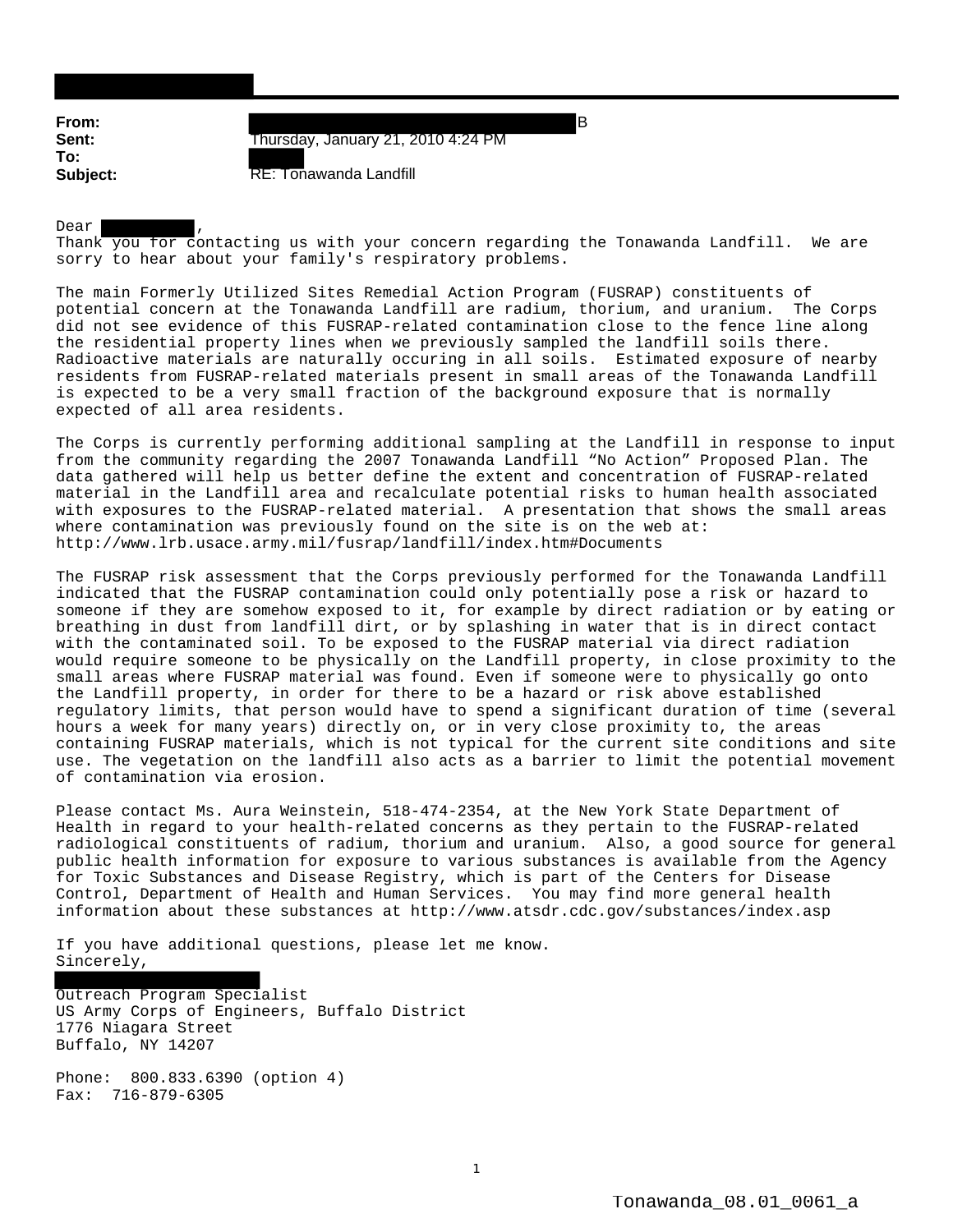**From:** B
**Sent:** Thursday, January 21, 2010 4:24 PM
**To:**
**Subject:** RE: Tonawanda Landfill

Dear ,

Thank you for contacting us with your concern regarding the Tonawanda Landfill. We are sorry to hear about your family's respiratory problems.

The main Formerly Utilized Sites Remedial Action Program (FUSRAP) constituents of potential concern at the Tonawanda Landfill are radium, thorium, and uranium. The Corps did not see evidence of this FUSRAP-related contamination close to the fence line along the residential property lines when we previously sampled the landfill soils there. Radioactive materials are naturally occuring in all soils. Estimated exposure of nearby residents from FUSRAP-related materials present in small areas of the Tonawanda Landfill is expected to be a very small fraction of the background exposure that is normally expected of all area residents.

The Corps is currently performing additional sampling at the Landfill in response to input from the community regarding the 2007 Tonawanda Landfill "No Action" Proposed Plan. The data gathered will help us better define the extent and concentration of FUSRAP-related material in the Landfill area and recalculate potential risks to human health associated with exposures to the FUSRAP-related material. A presentation that shows the small areas where contamination was previously found on the site is on the web at: http://www.lrb.usace.army.mil/fusrap/landfill/index.htm#Documents

The FUSRAP risk assessment that the Corps previously performed for the Tonawanda Landfill indicated that the FUSRAP contamination could only potentially pose a risk or hazard to someone if they are somehow exposed to it, for example by direct radiation or by eating or breathing in dust from landfill dirt, or by splashing in water that is in direct contact with the contaminated soil. To be exposed to the FUSRAP material via direct radiation would require someone to be physically on the Landfill property, in close proximity to the small areas where FUSRAP material was found. Even if someone were to physically go onto the Landfill property, in order for there to be a hazard or risk above established regulatory limits, that person would have to spend a significant duration of time (several hours a week for many years) directly on, or in very close proximity to, the areas containing FUSRAP materials, which is not typical for the current site conditions and site use. The vegetation on the landfill also acts as a barrier to limit the potential movement of contamination via erosion.

Please contact Ms. Aura Weinstein, 518-474-2354, at the New York State Department of Health in regard to your health-related concerns as they pertain to the FUSRAP-related radiological constituents of radium, thorium and uranium. Also, a good source for general public health information for exposure to various substances is available from the Agency for Toxic Substances and Disease Registry, which is part of the Centers for Disease Control, Department of Health and Human Services. You may find more general health information about these substances at http://www.atsdr.cdc.gov/substances/index.asp

If you have additional questions, please let me know.

Sincerely,

Outreach Program Specialist
US Army Corps of Engineers, Buffalo District
1776 Niagara Street
Buffalo, NY 14207

Phone: 800.833.6390 (option 4)
Fax: 716-879-6305

Tonawanda_08.01_0061_a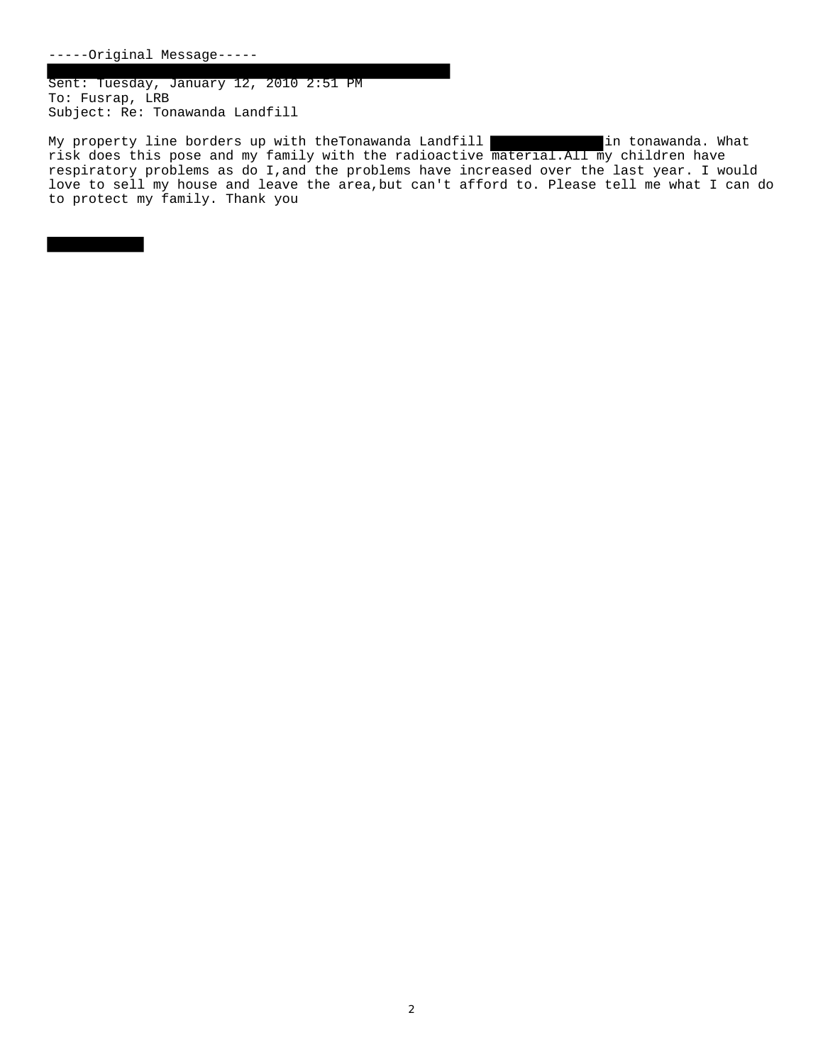-----Original Message-----

Sent: Tuesday, January 12, 2010 2:51 PM
To: Fusrap, LRB
Subject: Re: Tonawanda Landfill

My property line borders up with theTonawanda Landfill in tonawanda. What risk does this pose and my family with the radioactive material.All my children have respiratory problems as do I,and the problems have increased over the last year. I would love to sell my house and leave the area,but can't afford to. Please tell me what I can do to protect my family. Thank you